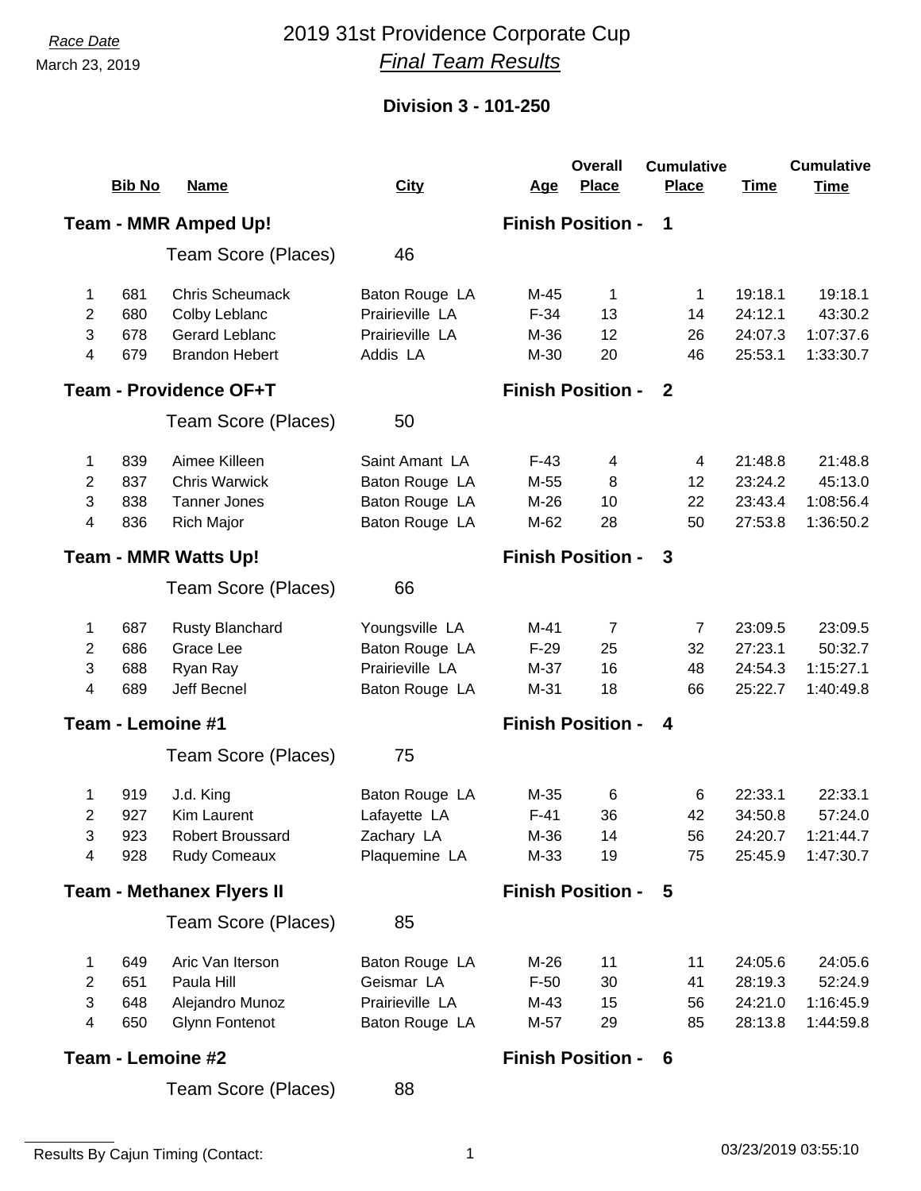Race Date

March 23, 2019

# 2019 31st Providence Corporate Cup

## *Final Team Results*

### Division 3 - 101-250

| | Bib No | Name | City | Age | Overall Place | Cumulative Place | Time | Cumulative Time |
|---|---|---|---|---|---|---|---|---|
| **Team - MMR Amped Up!** | | | | **Finish Position - 1** | | | | |
| | | Team Score (Places) | 46 | | | | | |
| 1 | 681 | Chris Scheumack | Baton Rouge LA | M-45 | 1 | 1 | 19:18.1 | 19:18.1 |
| 2 | 680 | Colby Leblanc | Prairieville LA | F-34 | 13 | 14 | 24:12.1 | 43:30.2 |
| 3 | 678 | Gerard Leblanc | Prairieville LA | M-36 | 12 | 26 | 24:07.3 | 1:07:37.6 |
| 4 | 679 | Brandon Hebert | Addis LA | M-30 | 20 | 46 | 25:53.1 | 1:33:30.7 |
| **Team - Providence OF+T** | | | | **Finish Position - 2** | | | | |
| | | Team Score (Places) | 50 | | | | | |
| 1 | 839 | Aimee Killeen | Saint Amant LA | F-43 | 4 | 4 | 21:48.8 | 21:48.8 |
| 2 | 837 | Chris Warwick | Baton Rouge LA | M-55 | 8 | 12 | 23:24.2 | 45:13.0 |
| 3 | 838 | Tanner Jones | Baton Rouge LA | M-26 | 10 | 22 | 23:43.4 | 1:08:56.4 |
| 4 | 836 | Rich Major | Baton Rouge LA | M-62 | 28 | 50 | 27:53.8 | 1:36:50.2 |
| **Team - MMR Watts Up!** | | | | **Finish Position - 3** | | | | |
| | | Team Score (Places) | 66 | | | | | |
| 1 | 687 | Rusty Blanchard | Youngsville LA | M-41 | 7 | 7 | 23:09.5 | 23:09.5 |
| 2 | 686 | Grace Lee | Baton Rouge LA | F-29 | 25 | 32 | 27:23.1 | 50:32.7 |
| 3 | 688 | Ryan Ray | Prairieville LA | M-37 | 16 | 48 | 24:54.3 | 1:15:27.1 |
| 4 | 689 | Jeff Becnel | Baton Rouge LA | M-31 | 18 | 66 | 25:22.7 | 1:40:49.8 |
| **Team - Lemoine #1** | | | | **Finish Position - 4** | | | | |
| | | Team Score (Places) | 75 | | | | | |
| 1 | 919 | J.d. King | Baton Rouge LA | M-35 | 6 | 6 | 22:33.1 | 22:33.1 |
| 2 | 927 | Kim Laurent | Lafayette LA | F-41 | 36 | 42 | 34:50.8 | 57:24.0 |
| 3 | 923 | Robert Broussard | Zachary LA | M-36 | 14 | 56 | 24:20.7 | 1:21:44.7 |
| 4 | 928 | Rudy Comeaux | Plaquemine LA | M-33 | 19 | 75 | 25:45.9 | 1:47:30.7 |
| **Team - Methanex Flyers II** | | | | **Finish Position - 5** | | | | |
| | | Team Score (Places) | 85 | | | | | |
| 1 | 649 | Aric Van Iterson | Baton Rouge LA | M-26 | 11 | 11 | 24:05.6 | 24:05.6 |
| 2 | 651 | Paula Hill | Geismar LA | F-50 | 30 | 41 | 28:19.3 | 52:24.9 |
| 3 | 648 | Alejandro Munoz | Prairieville LA | M-43 | 15 | 56 | 24:21.0 | 1:16:45.9 |
| 4 | 650 | Glynn Fontenot | Baton Rouge LA | M-57 | 29 | 85 | 28:13.8 | 1:44:59.8 |
| **Team - Lemoine #2** | | | | **Finish Position - 6** | | | | |
| | | Team Score (Places) | 88 | | | | | |

Results By Cajun Timing (Contact:

03/23/2019 03:55:10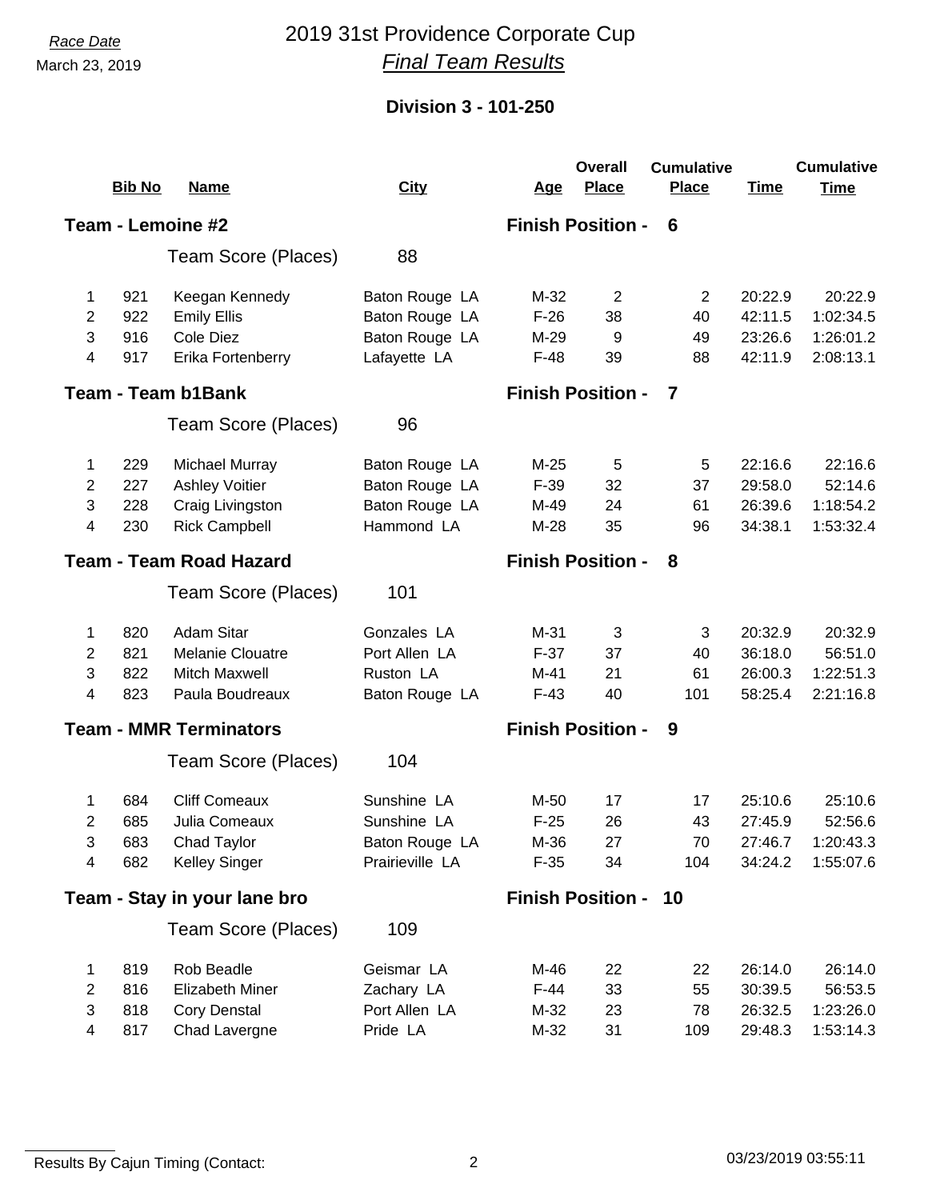*Race Date*

March 23, 2019

# 2019 31st Providence Corporate Cup

## *Final Team Results*

### Division 3 - 101-250

| | Bib No | Name | City | Age | Overall Place | Cumulative Place | Time | Cumulative Time |
|---|---|---|---|---|---|---|---|---|
| **Team - Lemoine #2** | | | | **Finish Position - 6** | | | | |
| | | Team Score (Places) | 88 | | | | | |
| 1 | 921 | Keegan Kennedy | Baton Rouge LA | M-32 | 2 | 2 | 20:22.9 | 20:22.9 |
| 2 | 922 | Emily Ellis | Baton Rouge LA | F-26 | 38 | 40 | 42:11.5 | 1:02:34.5 |
| 3 | 916 | Cole Diez | Baton Rouge LA | M-29 | 9 | 49 | 23:26.6 | 1:26:01.2 |
| 4 | 917 | Erika Fortenberry | Lafayette LA | F-48 | 39 | 88 | 42:11.9 | 2:08:13.1 |
| **Team - Team b1Bank** | | | | **Finish Position - 7** | | | | |
| | | Team Score (Places) | 96 | | | | | |
| 1 | 229 | Michael Murray | Baton Rouge LA | M-25 | 5 | 5 | 22:16.6 | 22:16.6 |
| 2 | 227 | Ashley Voitier | Baton Rouge LA | F-39 | 32 | 37 | 29:58.0 | 52:14.6 |
| 3 | 228 | Craig Livingston | Baton Rouge LA | M-49 | 24 | 61 | 26:39.6 | 1:18:54.2 |
| 4 | 230 | Rick Campbell | Hammond LA | M-28 | 35 | 96 | 34:38.1 | 1:53:32.4 |
| **Team - Team Road Hazard** | | | | **Finish Position - 8** | | | | |
| | | Team Score (Places) | 101 | | | | | |
| 1 | 820 | Adam Sitar | Gonzales LA | M-31 | 3 | 3 | 20:32.9 | 20:32.9 |
| 2 | 821 | Melanie Clouatre | Port Allen LA | F-37 | 37 | 40 | 36:18.0 | 56:51.0 |
| 3 | 822 | Mitch Maxwell | Ruston LA | M-41 | 21 | 61 | 26:00.3 | 1:22:51.3 |
| 4 | 823 | Paula Boudreaux | Baton Rouge LA | F-43 | 40 | 101 | 58:25.4 | 2:21:16.8 |
| **Team - MMR Terminators** | | | | **Finish Position - 9** | | | | |
| | | Team Score (Places) | 104 | | | | | |
| 1 | 684 | Cliff Comeaux | Sunshine LA | M-50 | 17 | 17 | 25:10.6 | 25:10.6 |
| 2 | 685 | Julia Comeaux | Sunshine LA | F-25 | 26 | 43 | 27:45.9 | 52:56.6 |
| 3 | 683 | Chad Taylor | Baton Rouge LA | M-36 | 27 | 70 | 27:46.7 | 1:20:43.3 |
| 4 | 682 | Kelley Singer | Prairieville LA | F-35 | 34 | 104 | 34:24.2 | 1:55:07.6 |
| **Team - Stay in your lane bro** | | | | **Finish Position - 10** | | | | |
| | | Team Score (Places) | 109 | | | | | |
| 1 | 819 | Rob Beadle | Geismar LA | M-46 | 22 | 22 | 26:14.0 | 26:14.0 |
| 2 | 816 | Elizabeth Miner | Zachary LA | F-44 | 33 | 55 | 30:39.5 | 56:53.5 |
| 3 | 818 | Cory Denstal | Port Allen LA | M-32 | 23 | 78 | 26:32.5 | 1:23:26.0 |
| 4 | 817 | Chad Lavergne | Pride LA | M-32 | 31 | 109 | 29:48.3 | 1:53:14.3 |

Results By Cajun Timing (Contact:

03/23/2019 03:55:11